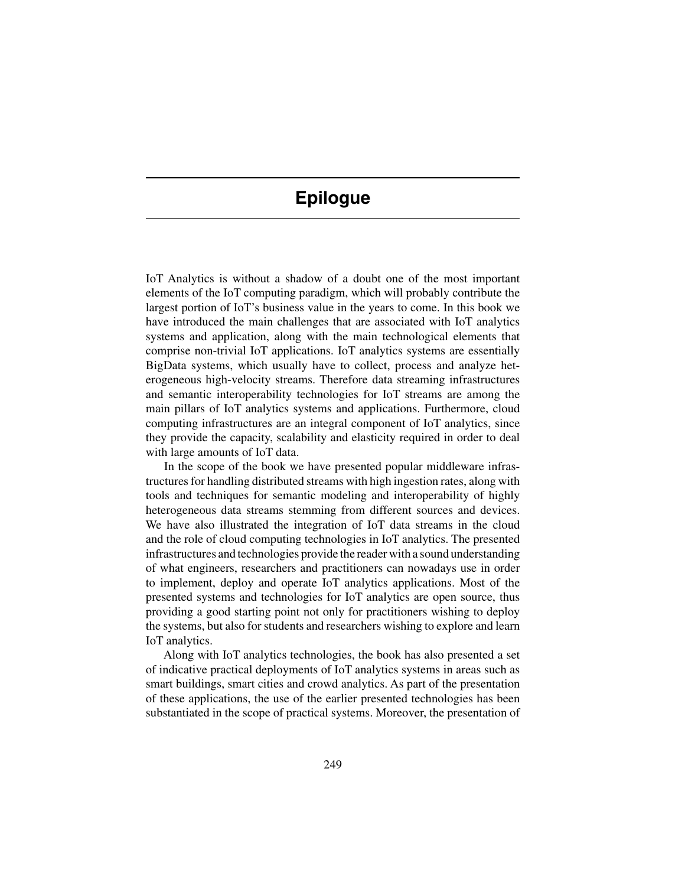# Epilogue

IoT Analytics is without a shadow of a doubt one of the most important elements of the IoT computing paradigm, which will probably contribute the largest portion of IoT's business value in the years to come. In this book we have introduced the main challenges that are associated with IoT analytics systems and application, along with the main technological elements that comprise non-trivial IoT applications. IoT analytics systems are essentially BigData systems, which usually have to collect, process and analyze heterogeneous high-velocity streams. Therefore data streaming infrastructures and semantic interoperability technologies for IoT streams are among the main pillars of IoT analytics systems and applications. Furthermore, cloud computing infrastructures are an integral component of IoT analytics, since they provide the capacity, scalability and elasticity required in order to deal with large amounts of IoT data.

In the scope of the book we have presented popular middleware infrastructures for handling distributed streams with high ingestion rates, along with tools and techniques for semantic modeling and interoperability of highly heterogeneous data streams stemming from different sources and devices. We have also illustrated the integration of IoT data streams in the cloud and the role of cloud computing technologies in IoT analytics. The presented infrastructures and technologies provide the reader with a sound understanding of what engineers, researchers and practitioners can nowadays use in order to implement, deploy and operate IoT analytics applications. Most of the presented systems and technologies for IoT analytics are open source, thus providing a good starting point not only for practitioners wishing to deploy the systems, but also for students and researchers wishing to explore and learn IoT analytics.

Along with IoT analytics technologies, the book has also presented a set of indicative practical deployments of IoT analytics systems in areas such as smart buildings, smart cities and crowd analytics. As part of the presentation of these applications, the use of the earlier presented technologies has been substantiated in the scope of practical systems. Moreover, the presentation of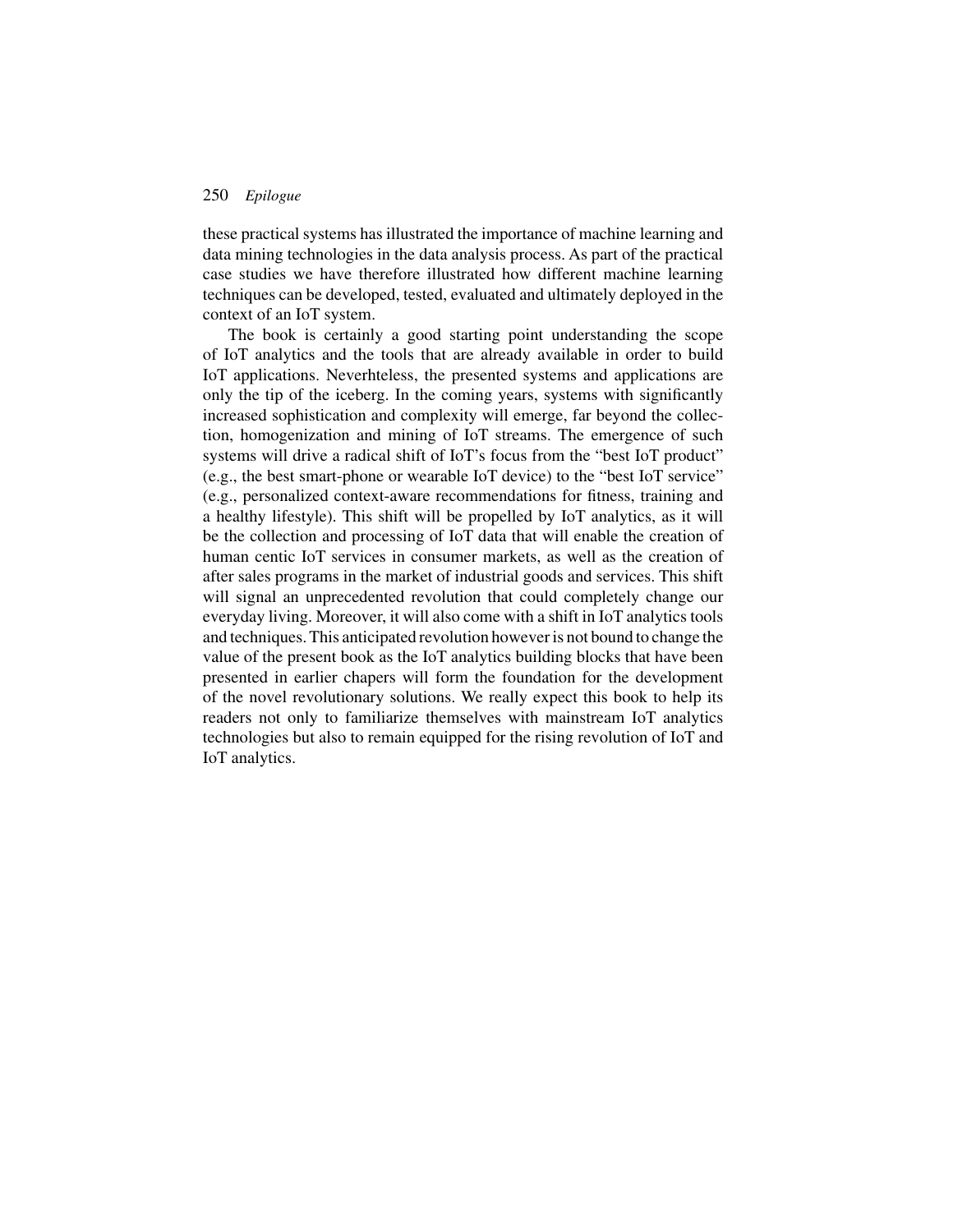these practical systems has illustrated the importance of machine learning and data mining technologies in the data analysis process. As part of the practical case studies we have therefore illustrated how different machine learning techniques can be developed, tested, evaluated and ultimately deployed in the context of an IoT system.

The book is certainly a good starting point understanding the scope of IoT analytics and the tools that are already available in order to build IoT applications. Neverhteless, the presented systems and applications are only the tip of the iceberg. In the coming years, systems with significantly increased sophistication and complexity will emerge, far beyond the collection, homogenization and mining of IoT streams. The emergence of such systems will drive a radical shift of IoT's focus from the "best IoT product" (e.g., the best smart-phone or wearable IoT device) to the "best IoT service" (e.g., personalized context-aware recommendations for fitness, training and a healthy lifestyle). This shift will be propelled by IoT analytics, as it will be the collection and processing of IoT data that will enable the creation of human centic IoT services in consumer markets, as well as the creation of after sales programs in the market of industrial goods and services. This shift will signal an unprecedented revolution that could completely change our everyday living. Moreover, it will also come with a shift in IoT analytics tools and techniques. This anticipated revolution however is not bound to change the value of the present book as the IoT analytics building blocks that have been presented in earlier chapers will form the foundation for the development of the novel revolutionary solutions. We really expect this book to help its readers not only to familiarize themselves with mainstream IoT analytics technologies but also to remain equipped for the rising revolution of IoT and IoT analytics.